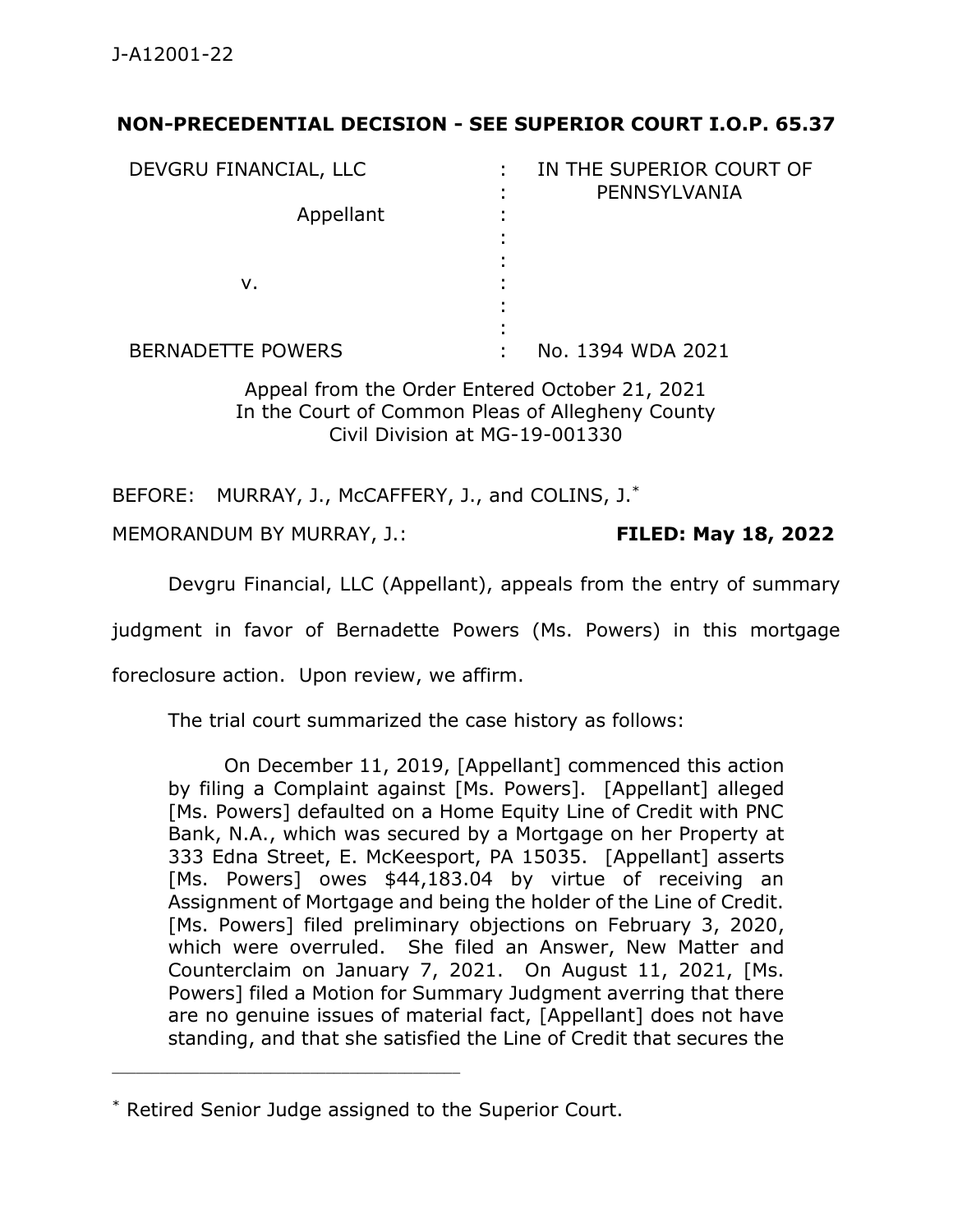J-A12001-22

**NON-PRECEDENTIAL DECISION - SEE SUPERIOR COURT I.O.P. 65.37**

| | | |
|---|---|---|
| DEVGRU FINANCIAL, LLC | : | IN THE SUPERIOR COURT OF PENNSYLVANIA |
| Appellant | : | |
| v. | : | |
| BERNADETTE POWERS | : | No. 1394 WDA 2021 |

Appeal from the Order Entered October 21, 2021
In the Court of Common Pleas of Allegheny County
Civil Division at MG-19-001330

BEFORE: MURRAY, J., McCAFFERY, J., and COLINS, J.*

MEMORANDUM BY MURRAY, J.: **FILED: May 18, 2022**

Devgru Financial, LLC (Appellant), appeals from the entry of summary judgment in favor of Bernadette Powers (Ms. Powers) in this mortgage foreclosure action. Upon review, we affirm.

The trial court summarized the case history as follows:

> On December 11, 2019, [Appellant] commenced this action by filing a Complaint against [Ms. Powers]. [Appellant] alleged [Ms. Powers] defaulted on a Home Equity Line of Credit with PNC Bank, N.A., which was secured by a Mortgage on her Property at 333 Edna Street, E. McKeesport, PA 15035. [Appellant] asserts [Ms. Powers] owes $44,183.04 by virtue of receiving an Assignment of Mortgage and being the holder of the Line of Credit. [Ms. Powers] filed preliminary objections on February 3, 2020, which were overruled. She filed an Answer, New Matter and Counterclaim on January 7, 2021. On August 11, 2021, [Ms. Powers] filed a Motion for Summary Judgment averring that there are no genuine issues of material fact, [Appellant] does not have standing, and that she satisfied the Line of Credit that secures the

---

* Retired Senior Judge assigned to the Superior Court.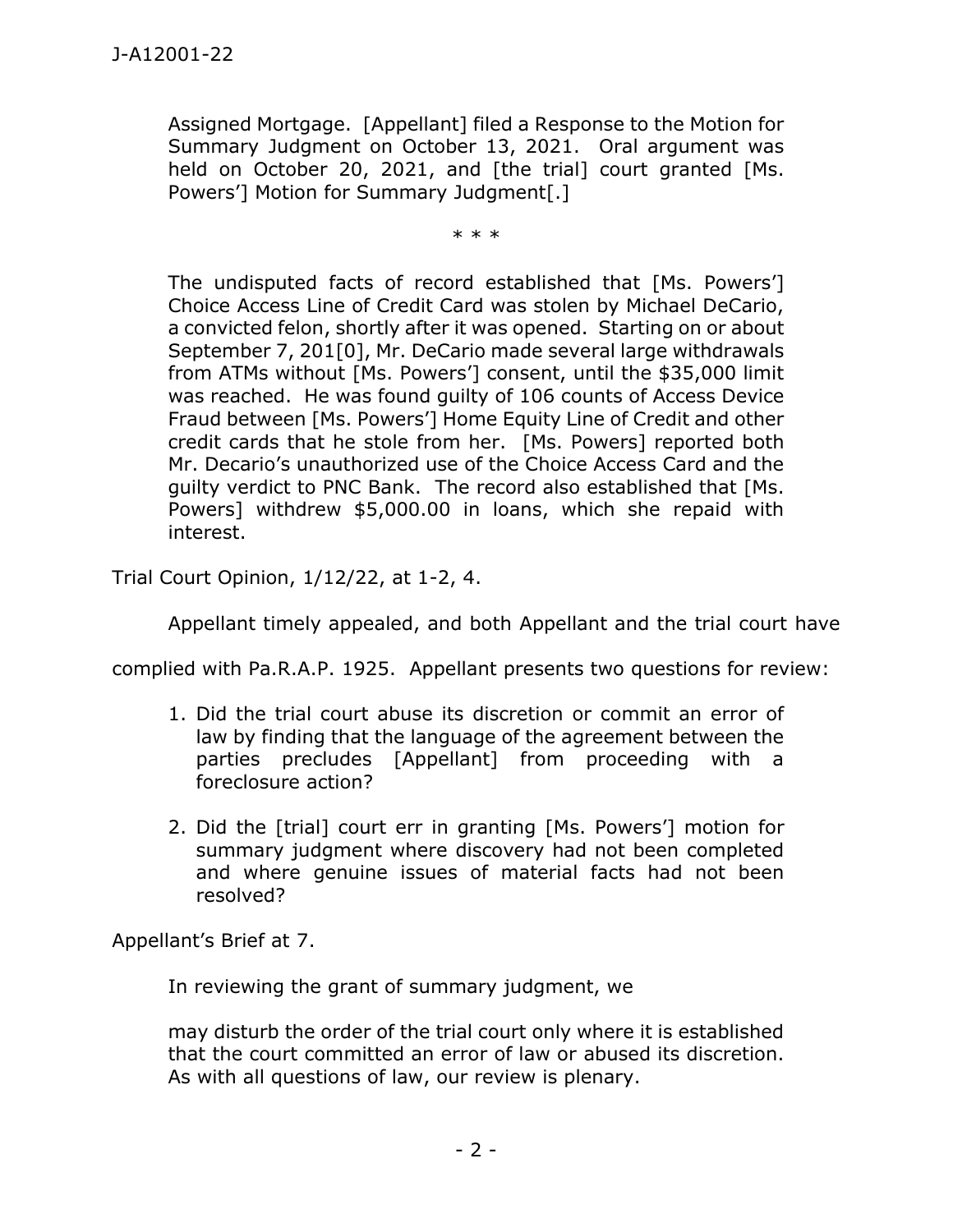> Assigned Mortgage. [Appellant] filed a Response to the Motion for Summary Judgment on October 13, 2021. Oral argument was held on October 20, 2021, and [the trial] court granted [Ms. Powers'] Motion for Summary Judgment[.]
>
> \* \* \*
>
> The undisputed facts of record established that [Ms. Powers'] Choice Access Line of Credit Card was stolen by Michael DeCario, a convicted felon, shortly after it was opened. Starting on or about September 7, 201[0], Mr. DeCario made several large withdrawals from ATMs without [Ms. Powers'] consent, until the $35,000 limit was reached. He was found guilty of 106 counts of Access Device Fraud between [Ms. Powers'] Home Equity Line of Credit and other credit cards that he stole from her. [Ms. Powers] reported both Mr. Decario's unauthorized use of the Choice Access Card and the guilty verdict to PNC Bank. The record also established that [Ms. Powers] withdrew $5,000.00 in loans, which she repaid with interest.

Trial Court Opinion, 1/12/22, at 1-2, 4.

Appellant timely appealed, and both Appellant and the trial court have complied with Pa.R.A.P. 1925. Appellant presents two questions for review:

> 1. Did the trial court abuse its discretion or commit an error of law by finding that the language of the agreement between the parties precludes [Appellant] from proceeding with a foreclosure action?
>
> 2. Did the [trial] court err in granting [Ms. Powers'] motion for summary judgment where discovery had not been completed and where genuine issues of material facts had not been resolved?

Appellant's Brief at 7.

In reviewing the grant of summary judgment, we

> may disturb the order of the trial court only where it is established that the court committed an error of law or abused its discretion. As with all questions of law, our review is plenary.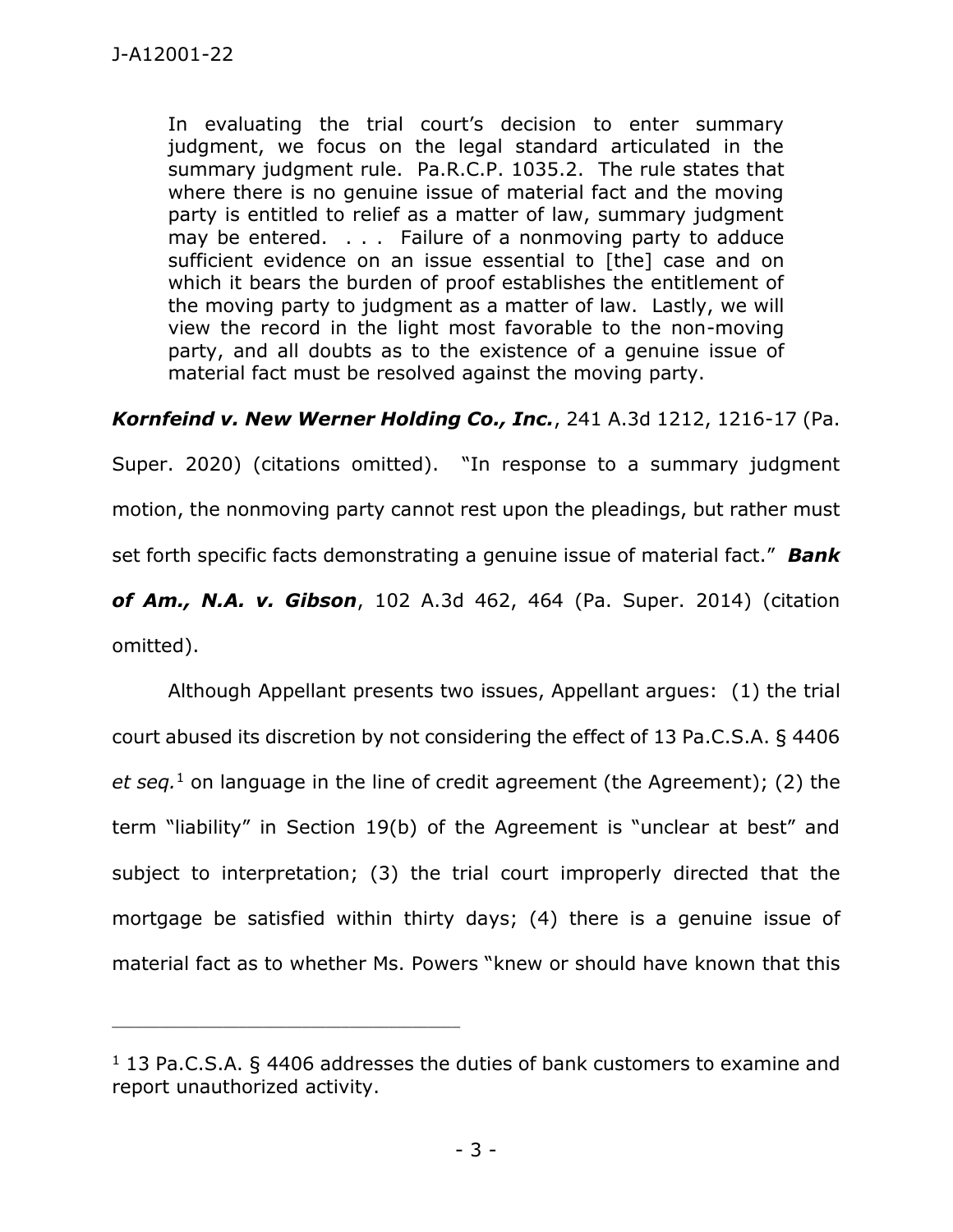> In evaluating the trial court's decision to enter summary judgment, we focus on the legal standard articulated in the summary judgment rule. Pa.R.C.P. 1035.2. The rule states that where there is no genuine issue of material fact and the moving party is entitled to relief as a matter of law, summary judgment may be entered. . . . Failure of a nonmoving party to adduce sufficient evidence on an issue essential to [the] case and on which it bears the burden of proof establishes the entitlement of the moving party to judgment as a matter of law. Lastly, we will view the record in the light most favorable to the non-moving party, and all doubts as to the existence of a genuine issue of material fact must be resolved against the moving party.

***Kornfeind v. New Werner Holding Co., Inc.***, 241 A.3d 1212, 1216-17 (Pa. Super. 2020) (citations omitted). "In response to a summary judgment motion, the nonmoving party cannot rest upon the pleadings, but rather must set forth specific facts demonstrating a genuine issue of material fact." ***Bank of Am., N.A. v. Gibson***, 102 A.3d 462, 464 (Pa. Super. 2014) (citation omitted).

Although Appellant presents two issues, Appellant argues: (1) the trial court abused its discretion by not considering the effect of 13 Pa.C.S.A. § 4406 *et seq.*[1] on language in the line of credit agreement (the Agreement); (2) the term "liability" in Section 19(b) of the Agreement is "unclear at best" and subject to interpretation; (3) the trial court improperly directed that the mortgage be satisfied within thirty days; (4) there is a genuine issue of material fact as to whether Ms. Powers "knew or should have known that this

---

[1] 13 Pa.C.S.A. § 4406 addresses the duties of bank customers to examine and report unauthorized activity.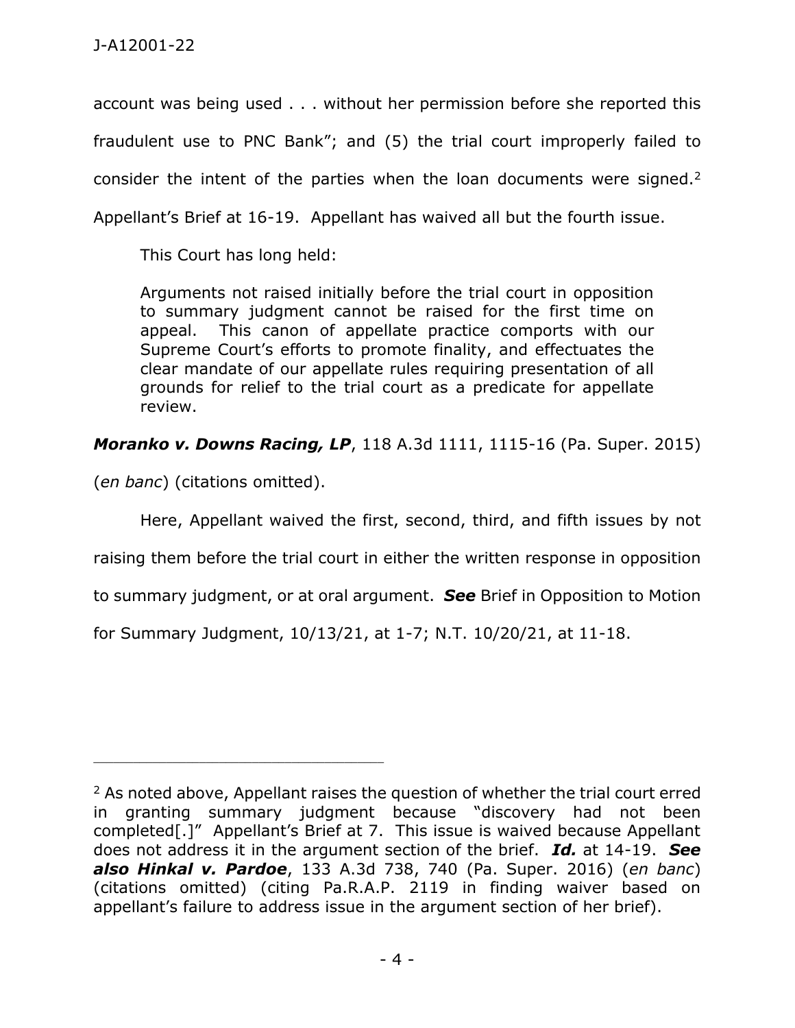account was being used . . . without her permission before she reported this fraudulent use to PNC Bank"; and (5) the trial court improperly failed to consider the intent of the parties when the loan documents were signed.[2] Appellant's Brief at 16-19. Appellant has waived all but the fourth issue.

This Court has long held:

> Arguments not raised initially before the trial court in opposition to summary judgment cannot be raised for the first time on appeal. This canon of appellate practice comports with our Supreme Court's efforts to promote finality, and effectuates the clear mandate of our appellate rules requiring presentation of all grounds for relief to the trial court as a predicate for appellate review.

***Moranko v. Downs Racing, LP***, 118 A.3d 1111, 1115-16 (Pa. Super. 2015) (*en banc*) (citations omitted).

Here, Appellant waived the first, second, third, and fifth issues by not raising them before the trial court in either the written response in opposition to summary judgment, or at oral argument. ***See*** Brief in Opposition to Motion for Summary Judgment, 10/13/21, at 1-7; N.T. 10/20/21, at 11-18.

---

[2] As noted above, Appellant raises the question of whether the trial court erred in granting summary judgment because "discovery had not been completed[.]" Appellant's Brief at 7. This issue is waived because Appellant does not address it in the argument section of the brief. ***Id.*** at 14-19. ***See also Hinkal v. Pardoe***, 133 A.3d 738, 740 (Pa. Super. 2016) (*en banc*) (citations omitted) (citing Pa.R.A.P. 2119 in finding waiver based on appellant's failure to address issue in the argument section of her brief).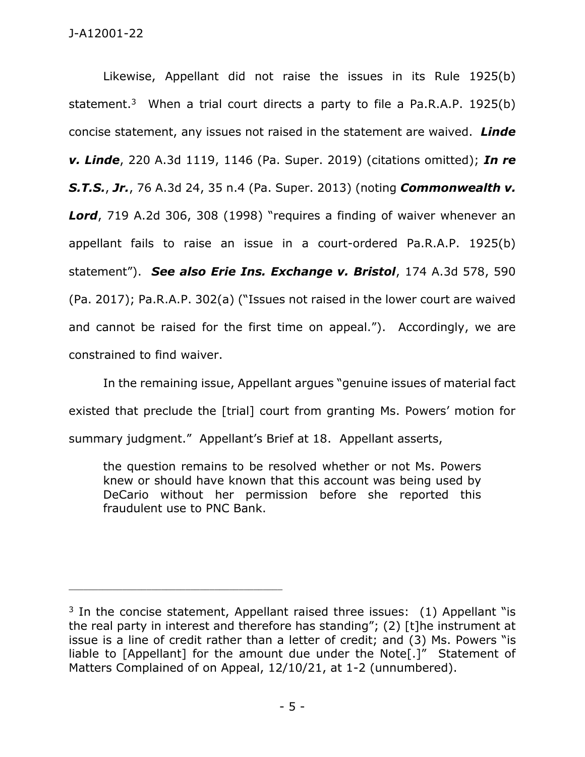Likewise, Appellant did not raise the issues in its Rule 1925(b) statement.[3] When a trial court directs a party to file a Pa.R.A.P. 1925(b) concise statement, any issues not raised in the statement are waived. ***Linde v. Linde***, 220 A.3d 1119, 1146 (Pa. Super. 2019) (citations omitted); ***In re S.T.S.***, ***Jr.***, 76 A.3d 24, 35 n.4 (Pa. Super. 2013) (noting ***Commonwealth v. Lord***, 719 A.2d 306, 308 (1998) "requires a finding of waiver whenever an appellant fails to raise an issue in a court-ordered Pa.R.A.P. 1925(b) statement"). ***See also Erie Ins. Exchange v. Bristol***, 174 A.3d 578, 590 (Pa. 2017); Pa.R.A.P. 302(a) ("Issues not raised in the lower court are waived and cannot be raised for the first time on appeal."). Accordingly, we are constrained to find waiver.

In the remaining issue, Appellant argues "genuine issues of material fact existed that preclude the [trial] court from granting Ms. Powers' motion for summary judgment." Appellant's Brief at 18. Appellant asserts,

> the question remains to be resolved whether or not Ms. Powers knew or should have known that this account was being used by DeCario without her permission before she reported this fraudulent use to PNC Bank.

---

[3] In the concise statement, Appellant raised three issues: (1) Appellant "is the real party in interest and therefore has standing"; (2) [t]he instrument at issue is a line of credit rather than a letter of credit; and (3) Ms. Powers "is liable to [Appellant] for the amount due under the Note[.]" Statement of Matters Complained of on Appeal, 12/10/21, at 1-2 (unnumbered).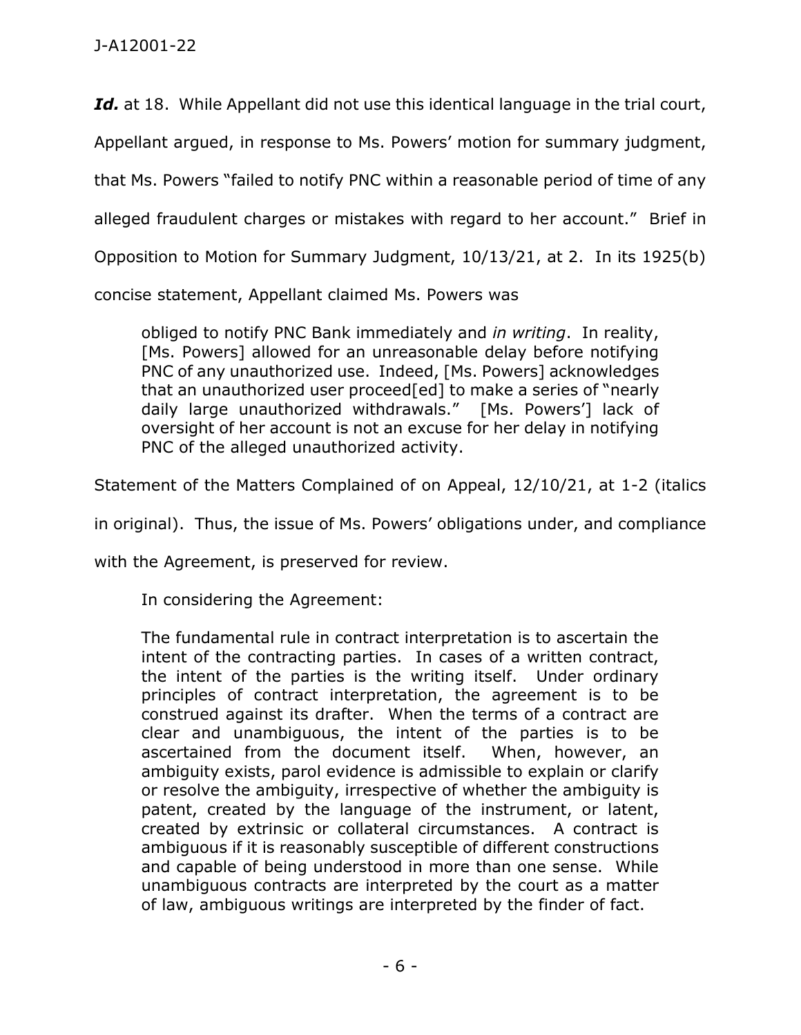***Id.*** at 18. While Appellant did not use this identical language in the trial court, Appellant argued, in response to Ms. Powers' motion for summary judgment, that Ms. Powers "failed to notify PNC within a reasonable period of time of any alleged fraudulent charges or mistakes with regard to her account." Brief in Opposition to Motion for Summary Judgment, 10/13/21, at 2. In its 1925(b) concise statement, Appellant claimed Ms. Powers was

> obliged to notify PNC Bank immediately and *in writing*. In reality, [Ms. Powers] allowed for an unreasonable delay before notifying PNC of any unauthorized use. Indeed, [Ms. Powers] acknowledges that an unauthorized user proceed[ed] to make a series of "nearly daily large unauthorized withdrawals." [Ms. Powers'] lack of oversight of her account is not an excuse for her delay in notifying PNC of the alleged unauthorized activity.

Statement of the Matters Complained of on Appeal, 12/10/21, at 1-2 (italics in original). Thus, the issue of Ms. Powers' obligations under, and compliance with the Agreement, is preserved for review.

In considering the Agreement:

> The fundamental rule in contract interpretation is to ascertain the intent of the contracting parties. In cases of a written contract, the intent of the parties is the writing itself. Under ordinary principles of contract interpretation, the agreement is to be construed against its drafter. When the terms of a contract are clear and unambiguous, the intent of the parties is to be ascertained from the document itself. When, however, an ambiguity exists, parol evidence is admissible to explain or clarify or resolve the ambiguity, irrespective of whether the ambiguity is patent, created by the language of the instrument, or latent, created by extrinsic or collateral circumstances. A contract is ambiguous if it is reasonably susceptible of different constructions and capable of being understood in more than one sense. While unambiguous contracts are interpreted by the court as a matter of law, ambiguous writings are interpreted by the finder of fact.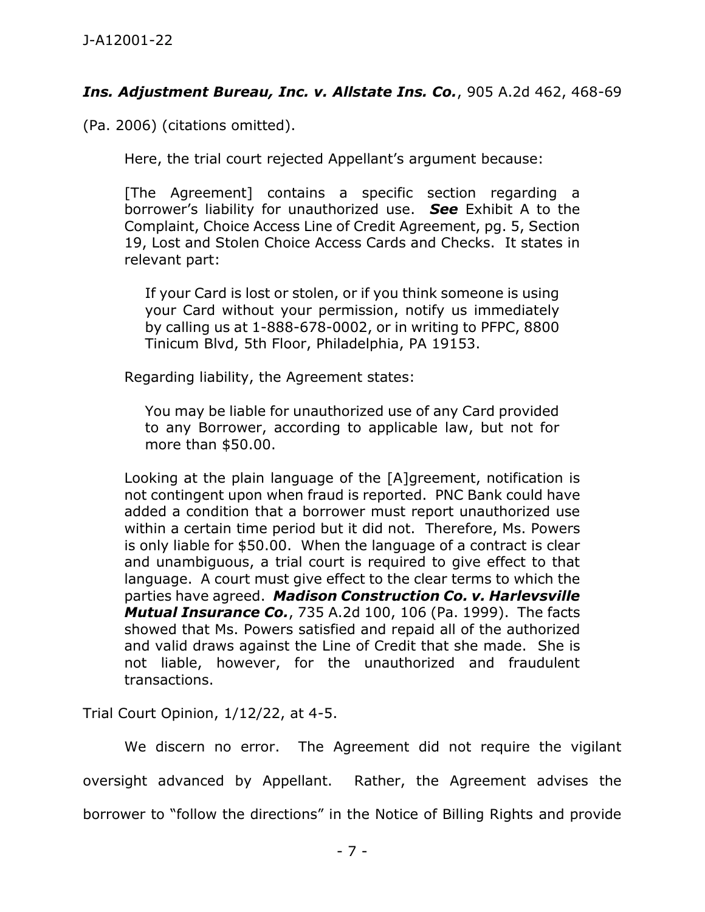***Ins. Adjustment Bureau, Inc. v. Allstate Ins. Co.***, 905 A.2d 462, 468-69 (Pa. 2006) (citations omitted).

Here, the trial court rejected Appellant's argument because:

> [The Agreement] contains a specific section regarding a borrower's liability for unauthorized use. ***See*** Exhibit A to the Complaint, Choice Access Line of Credit Agreement, pg. 5, Section 19, Lost and Stolen Choice Access Cards and Checks. It states in relevant part:
>
> > If your Card is lost or stolen, or if you think someone is using your Card without your permission, notify us immediately by calling us at 1-888-678-0002, or in writing to PFPC, 8800 Tinicum Blvd, 5th Floor, Philadelphia, PA 19153.
>
> Regarding liability, the Agreement states:
>
> > You may be liable for unauthorized use of any Card provided to any Borrower, according to applicable law, but not for more than $50.00.
>
> Looking at the plain language of the [A]greement, notification is not contingent upon when fraud is reported. PNC Bank could have added a condition that a borrower must report unauthorized use within a certain time period but it did not. Therefore, Ms. Powers is only liable for $50.00. When the language of a contract is clear and unambiguous, a trial court is required to give effect to that language. A court must give effect to the clear terms to which the parties have agreed. ***Madison Construction Co. v. Harlevsville Mutual Insurance Co.***, 735 A.2d 100, 106 (Pa. 1999). The facts showed that Ms. Powers satisfied and repaid all of the authorized and valid draws against the Line of Credit that she made. She is not liable, however, for the unauthorized and fraudulent transactions.

Trial Court Opinion, 1/12/22, at 4-5.

We discern no error. The Agreement did not require the vigilant oversight advanced by Appellant. Rather, the Agreement advises the borrower to "follow the directions" in the Notice of Billing Rights and provide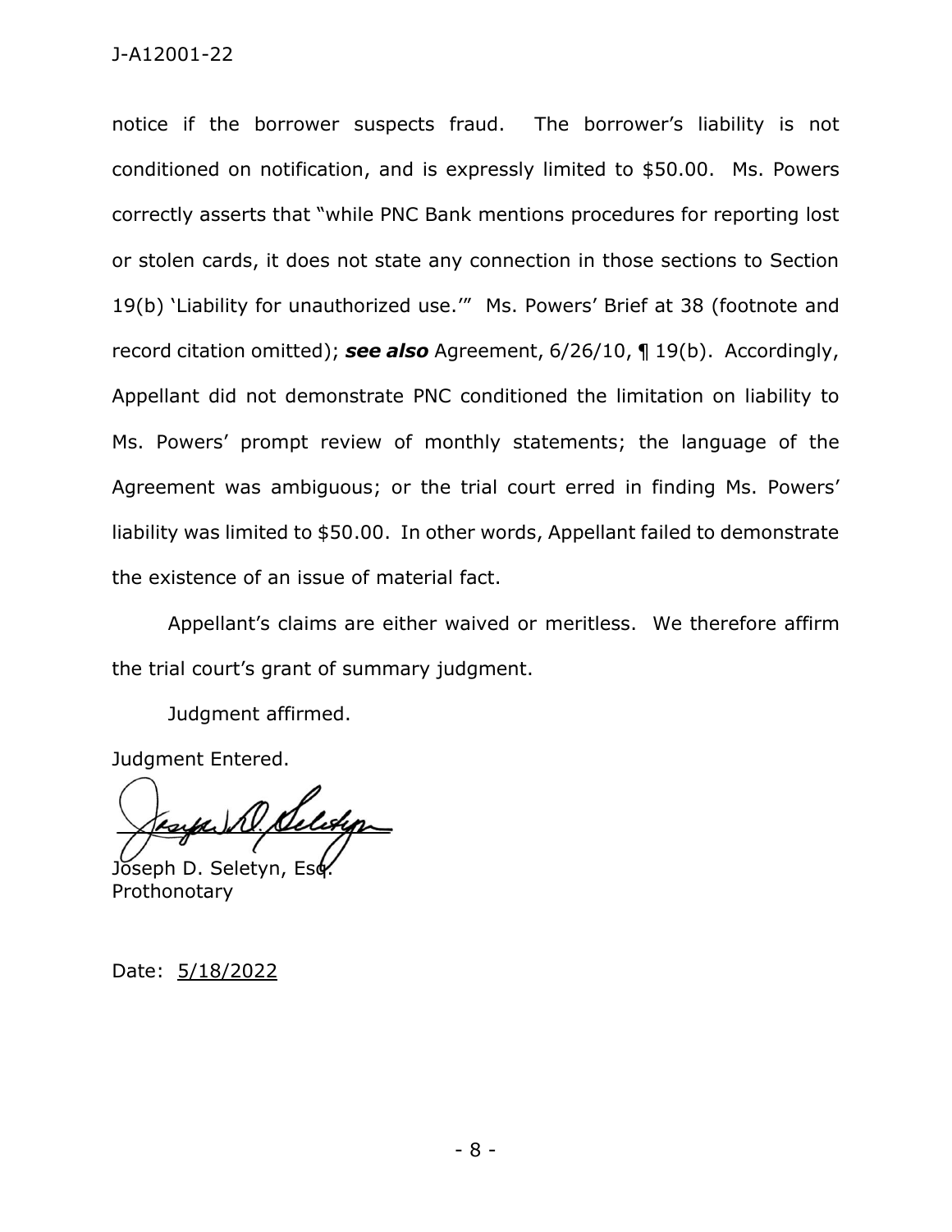notice if the borrower suspects fraud. The borrower's liability is not conditioned on notification, and is expressly limited to $50.00. Ms. Powers correctly asserts that "while PNC Bank mentions procedures for reporting lost or stolen cards, it does not state any connection in those sections to Section 19(b) 'Liability for unauthorized use.'" Ms. Powers' Brief at 38 (footnote and record citation omitted); ***see also*** Agreement, 6/26/10, ¶ 19(b). Accordingly, Appellant did not demonstrate PNC conditioned the limitation on liability to Ms. Powers' prompt review of monthly statements; the language of the Agreement was ambiguous; or the trial court erred in finding Ms. Powers' liability was limited to $50.00. In other words, Appellant failed to demonstrate the existence of an issue of material fact.

Appellant's claims are either waived or meritless. We therefore affirm the trial court's grant of summary judgment.

Judgment affirmed.

Judgment Entered.

Joseph D. Seletyn, Esq.
Prothonotary

Date: 5/18/2022